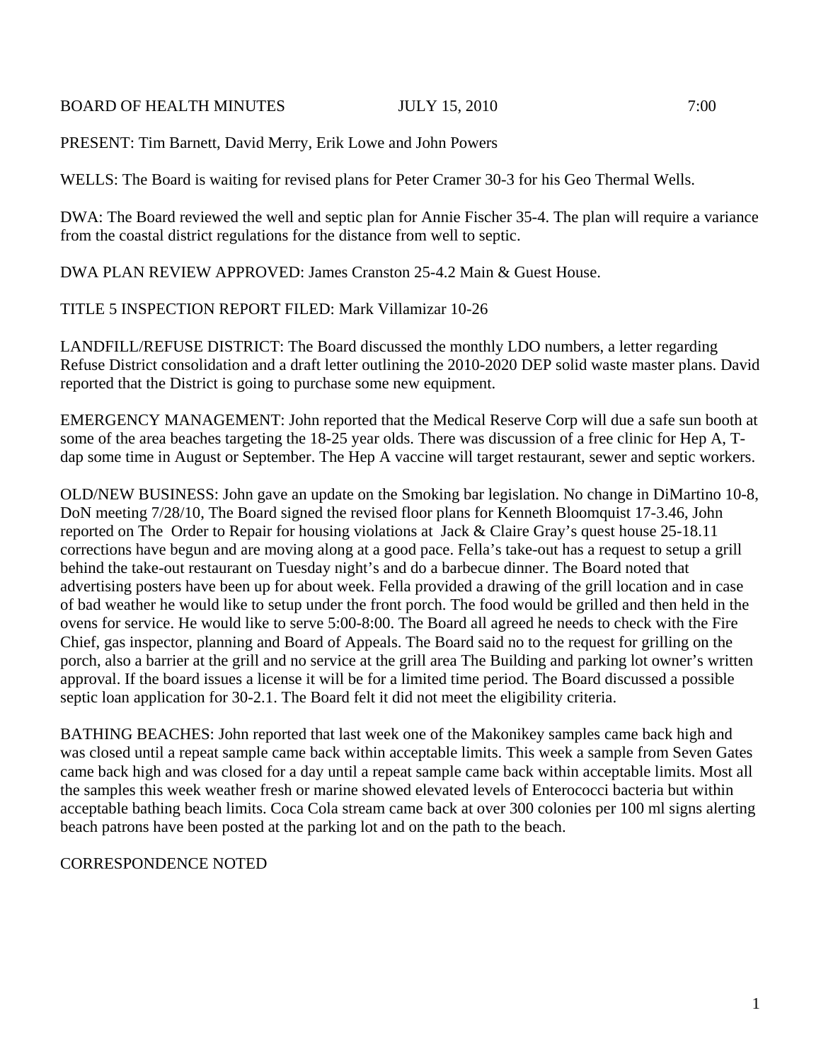BOARD OF HEALTH MINUTES JULY 15, 2010 7:00

PRESENT: Tim Barnett, David Merry, Erik Lowe and John Powers

WELLS: The Board is waiting for revised plans for Peter Cramer 30-3 for his Geo Thermal Wells.

DWA: The Board reviewed the well and septic plan for Annie Fischer 35-4. The plan will require a variance from the coastal district regulations for the distance from well to septic.

DWA PLAN REVIEW APPROVED: James Cranston 25-4.2 Main & Guest House.

TITLE 5 INSPECTION REPORT FILED: Mark Villamizar 10-26

LANDFILL/REFUSE DISTRICT: The Board discussed the monthly LDO numbers, a letter regarding Refuse District consolidation and a draft letter outlining the 2010-2020 DEP solid waste master plans. David reported that the District is going to purchase some new equipment.

EMERGENCY MANAGEMENT: John reported that the Medical Reserve Corp will due a safe sun booth at some of the area beaches targeting the 18-25 year olds. There was discussion of a free clinic for Hep A, T-dap some time in August or September. The Hep A vaccine will target restaurant, sewer and septic workers.

OLD/NEW BUSINESS: John gave an update on the Smoking bar legislation. No change in DiMartino 10-8, DoN meeting 7/28/10, The Board signed the revised floor plans for Kenneth Bloomquist 17-3.46, John reported on The Order to Repair for housing violations at Jack & Claire Gray's quest house 25-18.11 corrections have begun and are moving along at a good pace. Fella's take-out has a request to setup a grill behind the take-out restaurant on Tuesday night's and do a barbecue dinner. The Board noted that advertising posters have been up for about week. Fella provided a drawing of the grill location and in case of bad weather he would like to setup under the front porch. The food would be grilled and then held in the ovens for service. He would like to serve 5:00-8:00. The Board all agreed he needs to check with the Fire Chief, gas inspector, planning and Board of Appeals. The Board said no to the request for grilling on the porch, also a barrier at the grill and no service at the grill area The Building and parking lot owner's written approval. If the board issues a license it will be for a limited time period. The Board discussed a possible septic loan application for 30-2.1. The Board felt it did not meet the eligibility criteria.

BATHING BEACHES: John reported that last week one of the Makonikey samples came back high and was closed until a repeat sample came back within acceptable limits. This week a sample from Seven Gates came back high and was closed for a day until a repeat sample came back within acceptable limits. Most all the samples this week weather fresh or marine showed elevated levels of Enterococci bacteria but within acceptable bathing beach limits. Coca Cola stream came back at over 300 colonies per 100 ml signs alerting beach patrons have been posted at the parking lot and on the path to the beach.

CORRESPONDENCE NOTED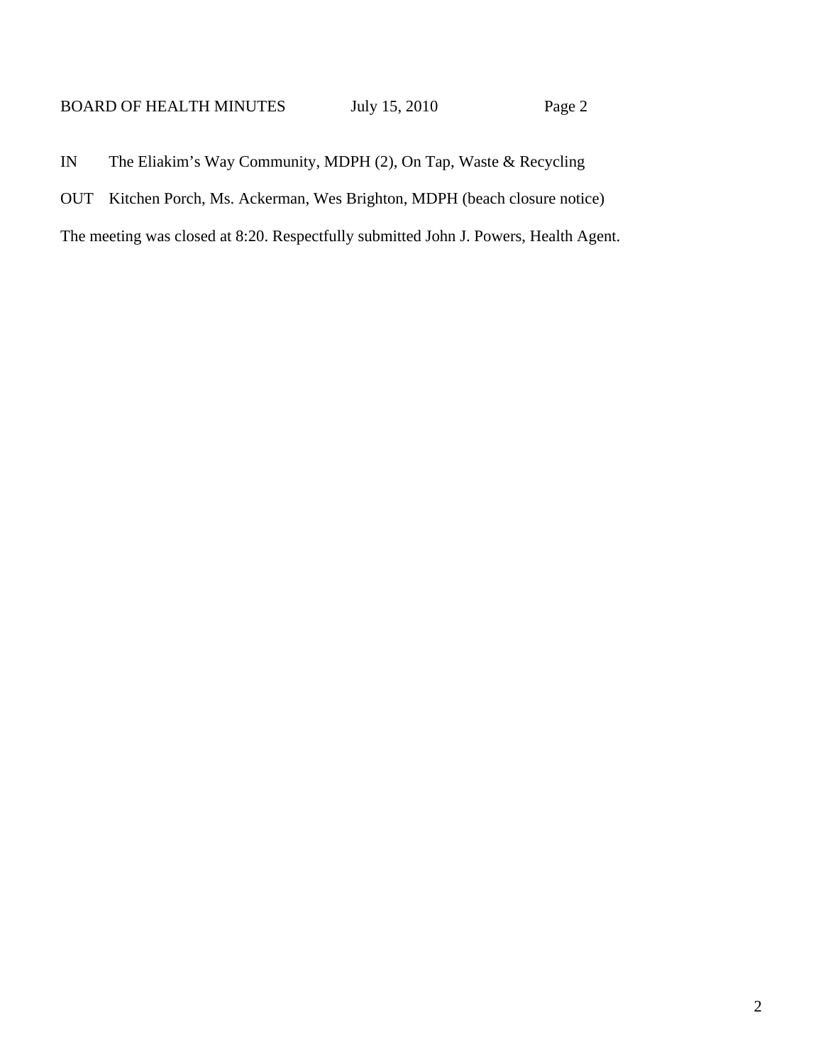IN	The Eliakim's Way Community, MDPH (2), On Tap, Waste & Recycling

OUT	Kitchen Porch, Ms. Ackerman, Wes Brighton, MDPH (beach closure notice)

The meeting was closed at 8:20. Respectfully submitted John J. Powers, Health Agent.